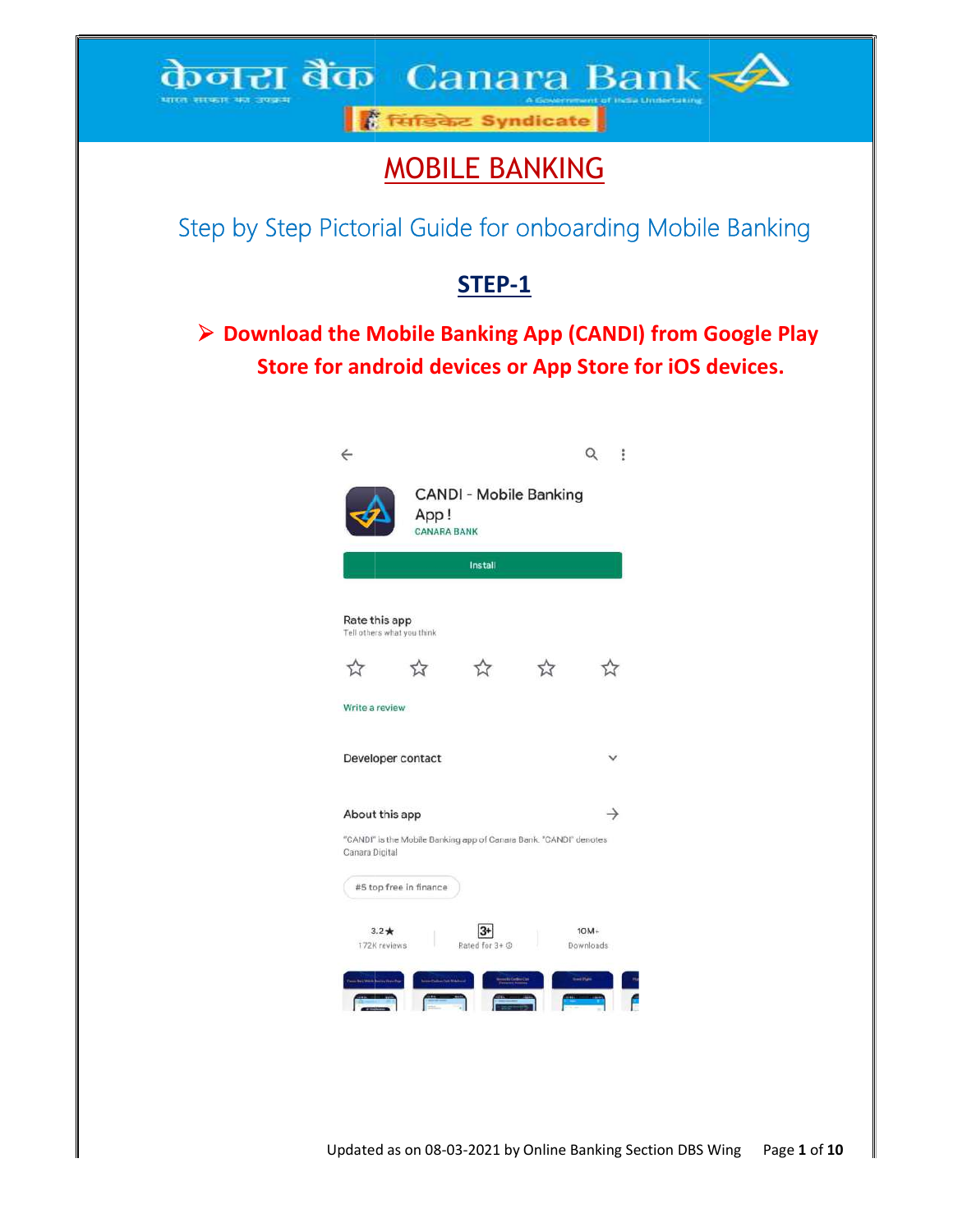# MOBILE BANKING

## Step by Step Pictorial Guide for onboarding Mobile Banking

### STEP-1

- **Download the Mobile Banking App (CANDI) from Google Play Store for android devices or App Store for iOS devices.**

CANDI - Mobile Banking App !

CANARA BANK

Install

Rate this app

Tell others what you think

Write a review

Developer contact

About this app

"CANDI" is the Mobile Banking app of Canara Bank. "CANDI" denotes Canara Digital

#5 top free in finance

3.2★ 172K reviews | 3+ Rated for 3+ | 10M+ Downloads

Updated as on 08-03-2021 by Online Banking Section DBS Wing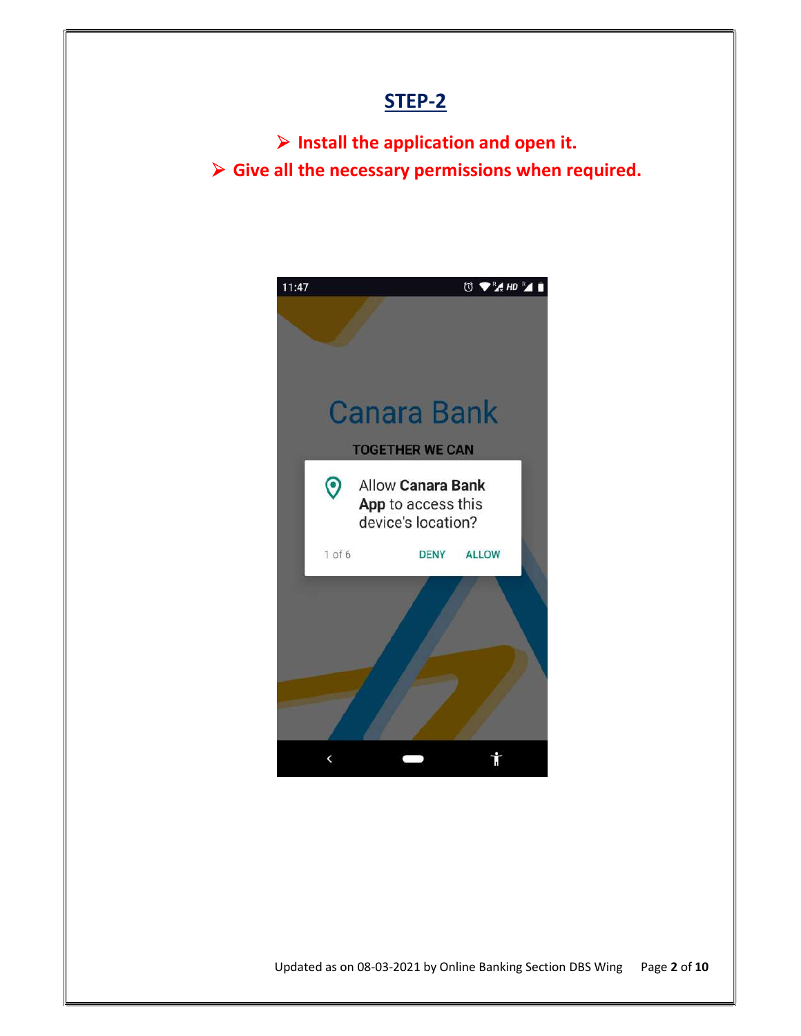## STEP-2

- Install the application and open it.
- Give all the necessary permissions when required.

11:47

Canara Bank

TOGETHER WE CAN

Allow **Canara Bank App** to access this device's location?

1 of 6 DENY ALLOW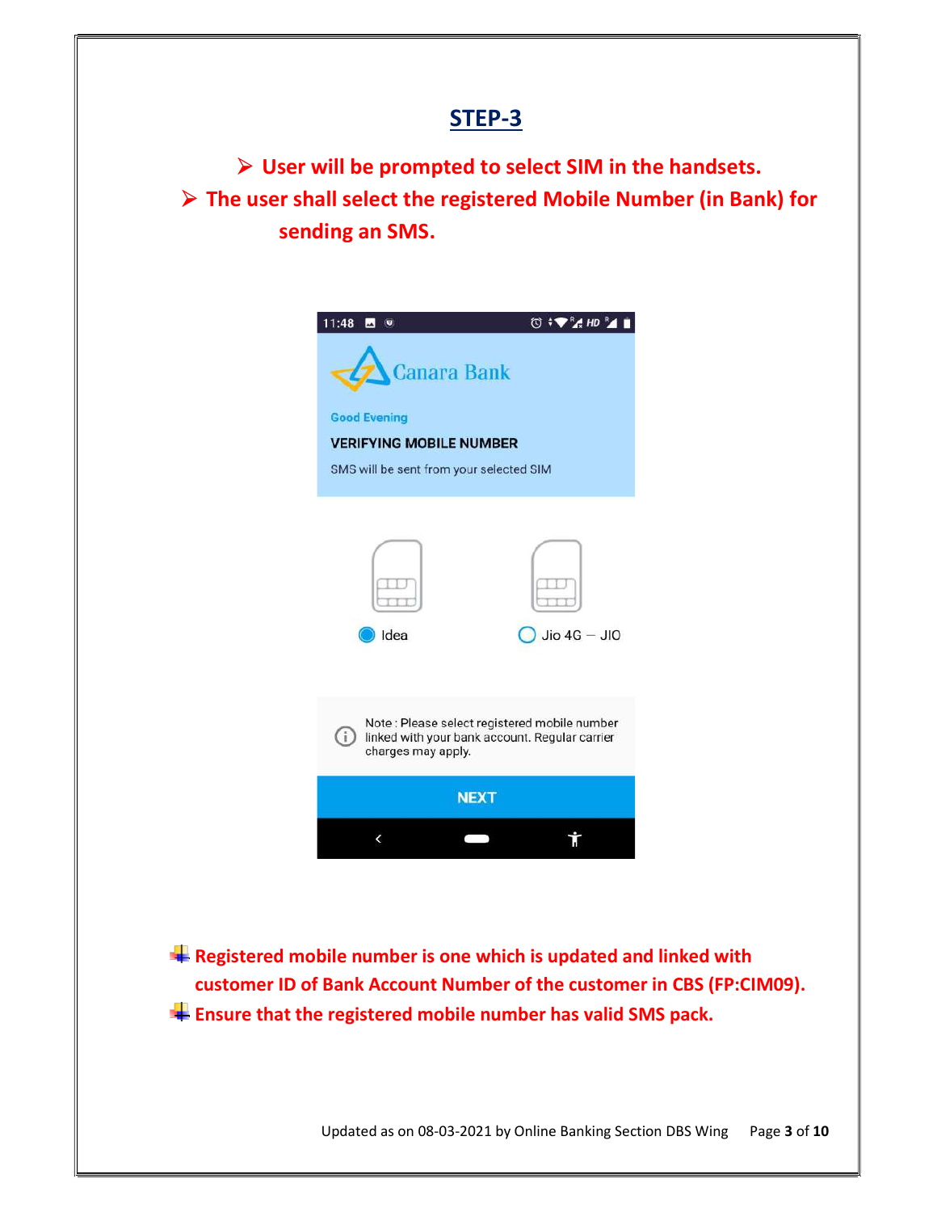## STEP-3

- **User will be prompted to select SIM in the handsets.**
- **The user shall select the registered Mobile Number (in Bank) for sending an SMS.**

Canara Bank

Good Evening

VERIFYING MOBILE NUMBER

SMS will be sent from your selected SIM

Idea

Jio 4G – JIO

Note : Please select registered mobile number linked with your bank account. Regular carrier charges may apply.

NEXT

- **Registered mobile number is one which is updated and linked with customer ID of Bank Account Number of the customer in CBS (FP:CIM09).**
- **Ensure that the registered mobile number has valid SMS pack.**

Updated as on 08-03-2021 by Online Banking Section DBS Wing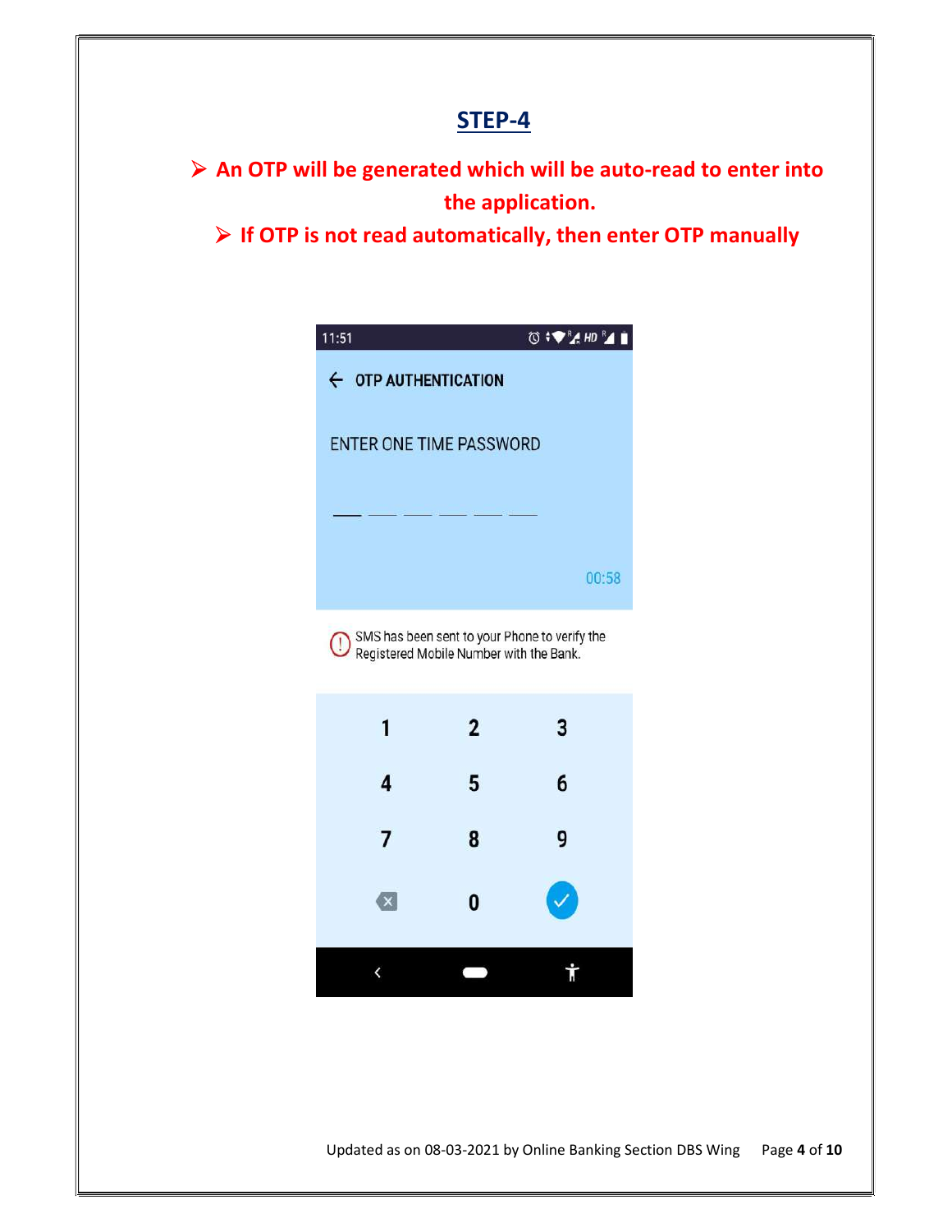## STEP-4

- **An OTP will be generated which will be auto-read to enter into the application.**
- **If OTP is not read automatically, then enter OTP manually**

11:51

OTP AUTHENTICATION

ENTER ONE TIME PASSWORD

00:58

SMS has been sent to your Phone to verify the Registered Mobile Number with the Bank.

1 2 3
4 5 6
7 8 9
0

Updated as on 08-03-2021 by Online Banking Section DBS Wing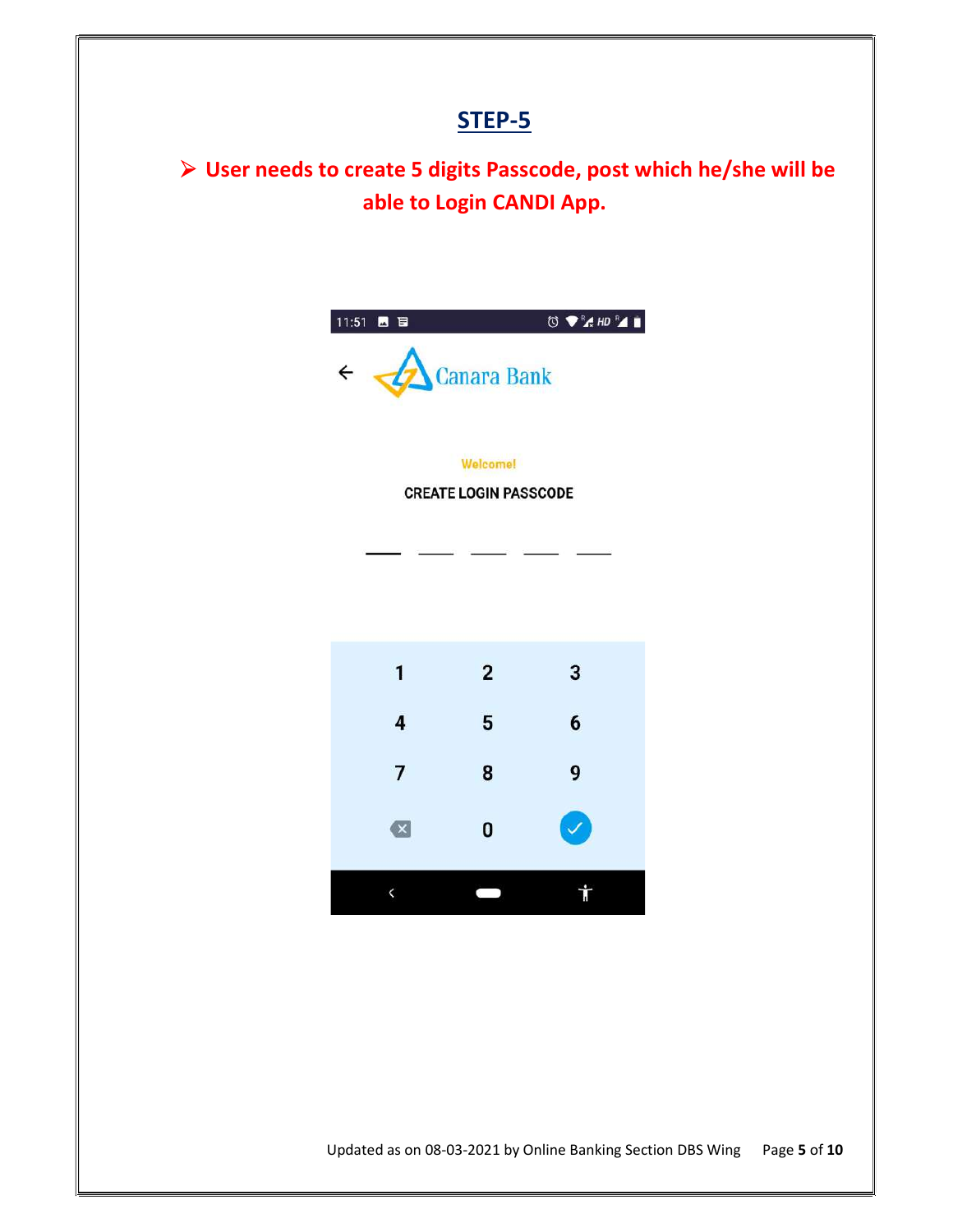## STEP-5

- **User needs to create 5 digits Passcode, post which he/she will be able to Login CANDI App.**

Welcome!

CREATE LOGIN PASSCODE

Updated as on 08-03-2021 by Online Banking Section DBS Wing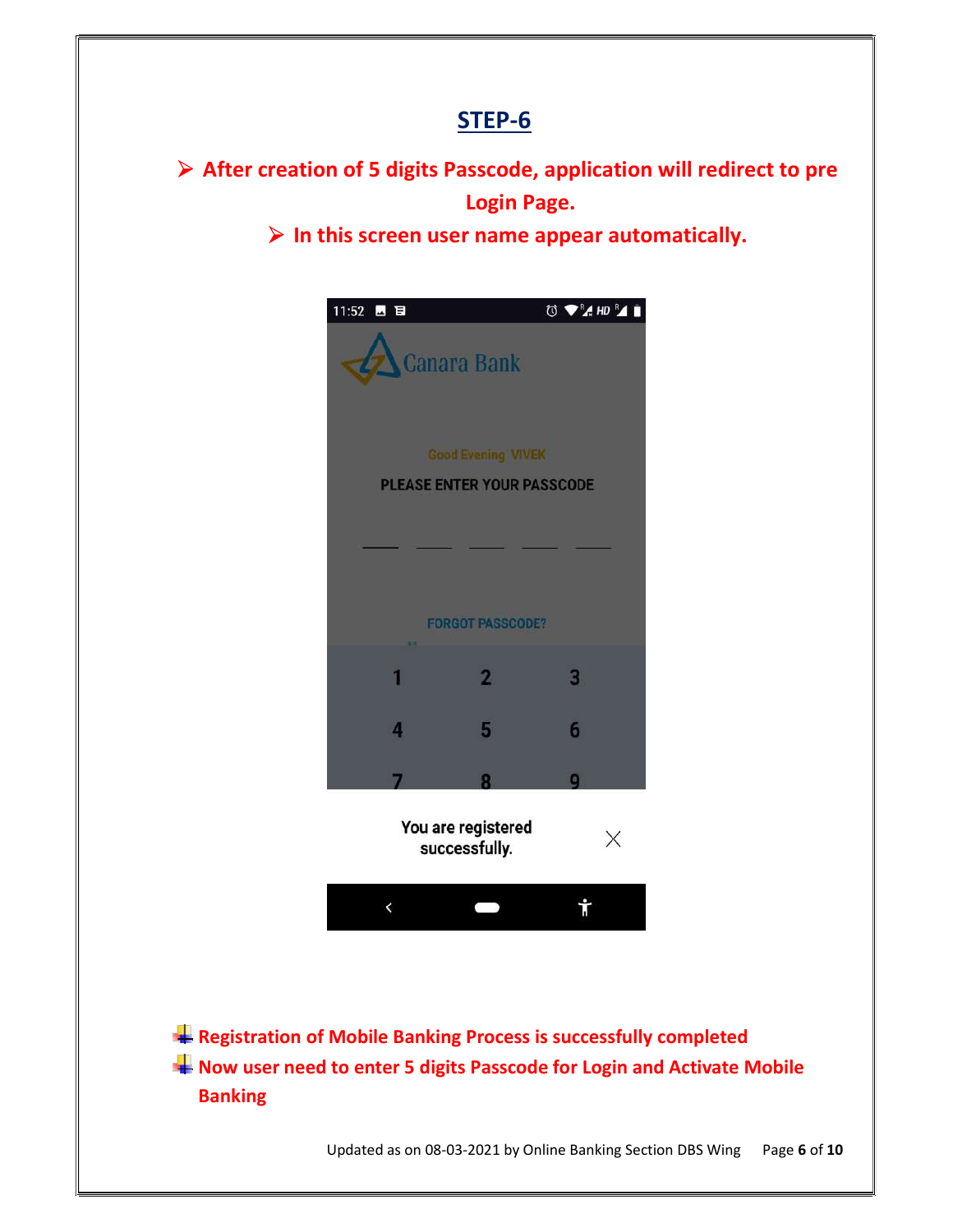## STEP-6

- After creation of 5 digits Passcode, application will redirect to pre Login Page.
- In this screen user name appear automatically.

- Registration of Mobile Banking Process is successfully completed
- Now user need to enter 5 digits Passcode for Login and Activate Mobile Banking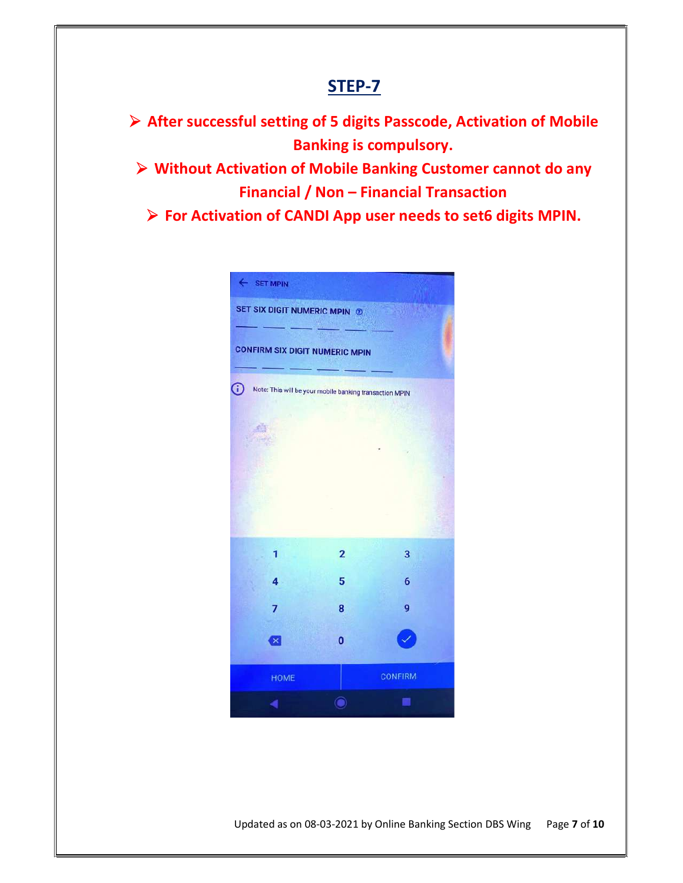## STEP-7

- **After successful setting of 5 digits Passcode, Activation of Mobile Banking is compulsory.**
- **Without Activation of Mobile Banking Customer cannot do any Financial / Non – Financial Transaction**
- **For Activation of CANDI App user needs to set6 digits MPIN.**

SET MPIN

SET SIX DIGIT NUMERIC MPIN

CONFIRM SIX DIGIT NUMERIC MPIN

Note: This will be your mobile banking transaction MPIN

1 2 3
4 5 6
7 8 9
0

HOME CONFIRM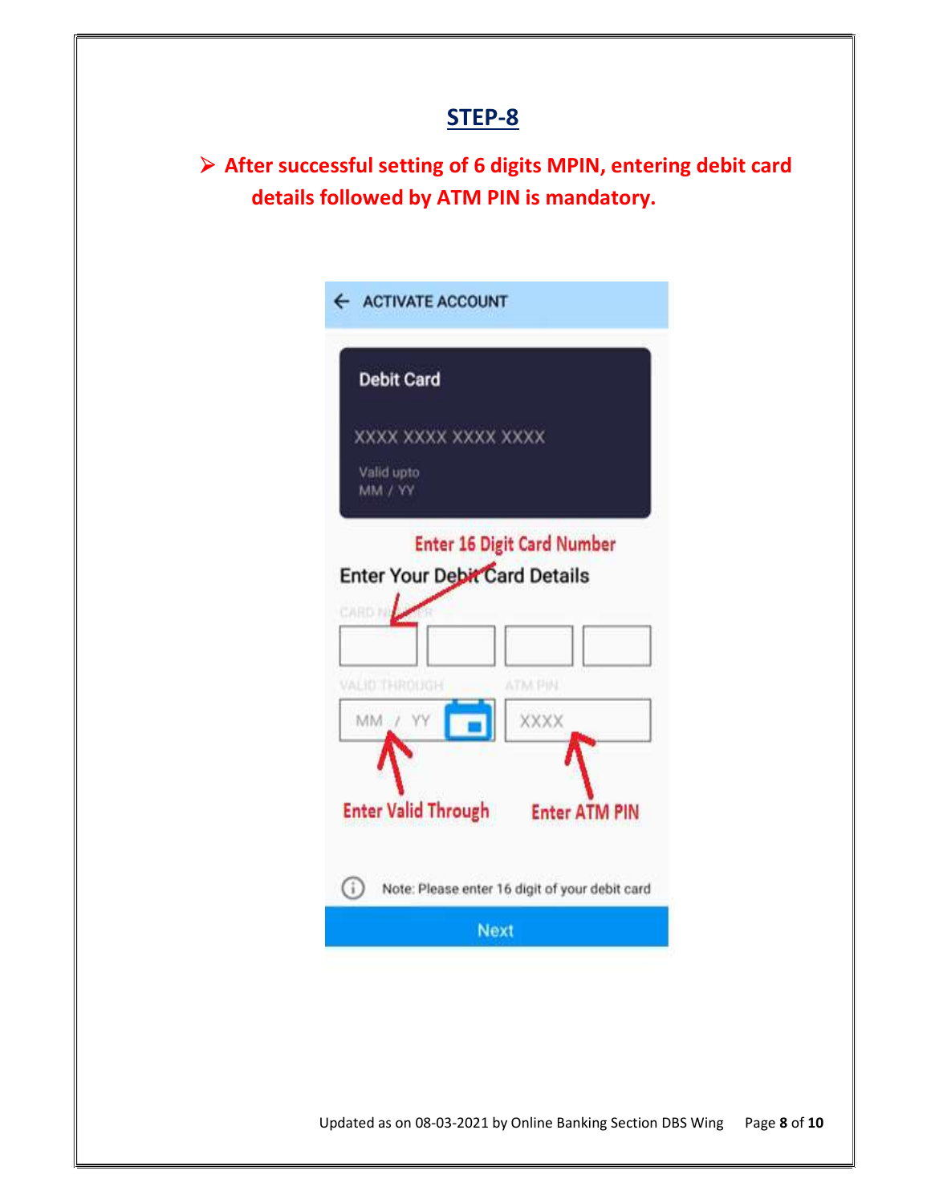## STEP-8

- **After successful setting of 6 digits MPIN, entering debit card details followed by ATM PIN is mandatory.**

ACTIVATE ACCOUNT

Debit Card

XXXX XXXX XXXX XXXX

Valid upto
MM / YY

Enter 16 Digit Card Number

Enter Your Debit Card Details

CARD NUMBER

VALID THROUGH

MM / YY

ATM PIN

XXXX

Enter Valid Through

Enter ATM PIN

Note: Please enter 16 digit of your debit card

Next

Updated as on 08-03-2021 by Online Banking Section DBS Wing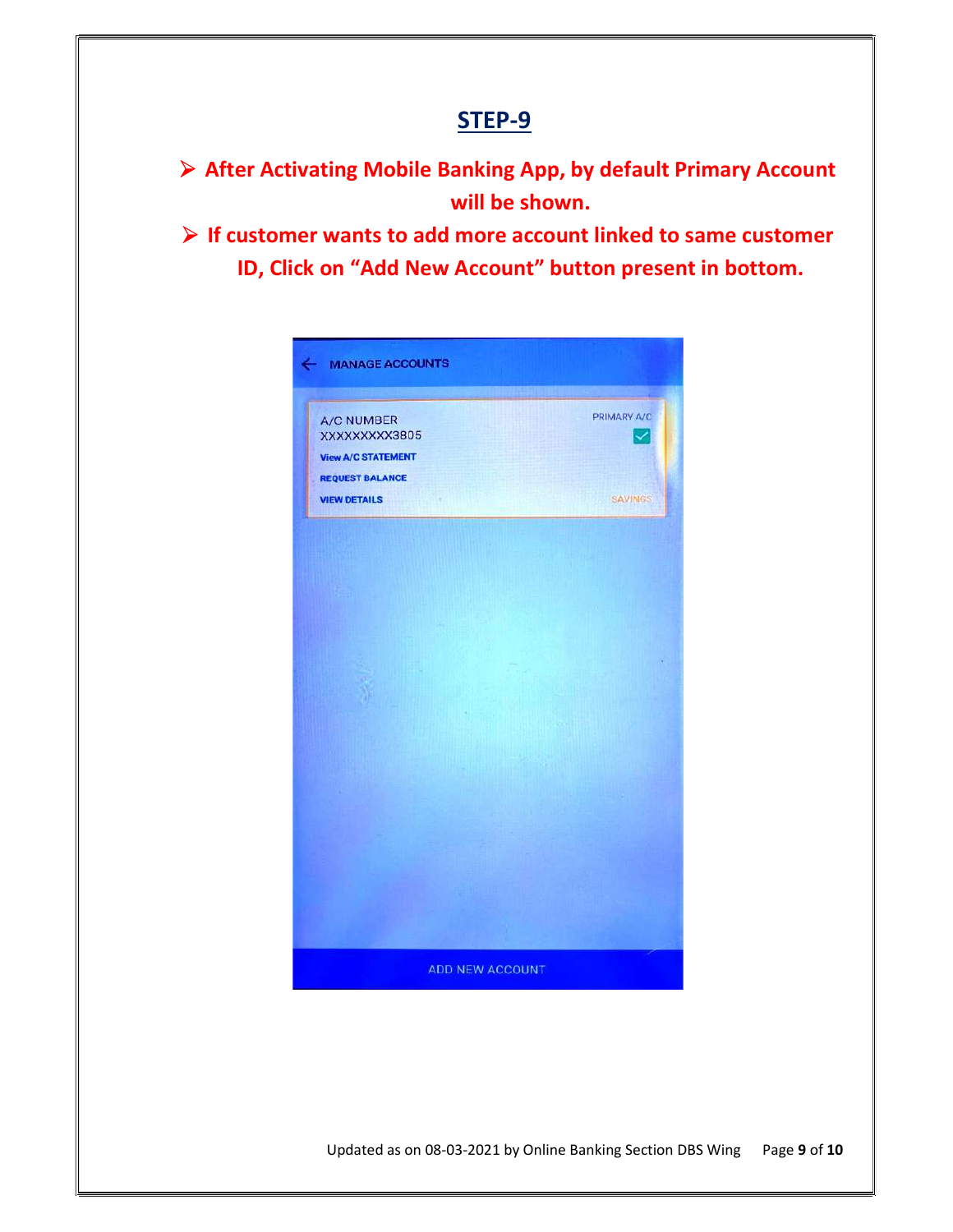## STEP-9

- **After Activating Mobile Banking App, by default Primary Account will be shown.**
- **If customer wants to add more account linked to same customer ID, Click on "Add New Account" button present in bottom.**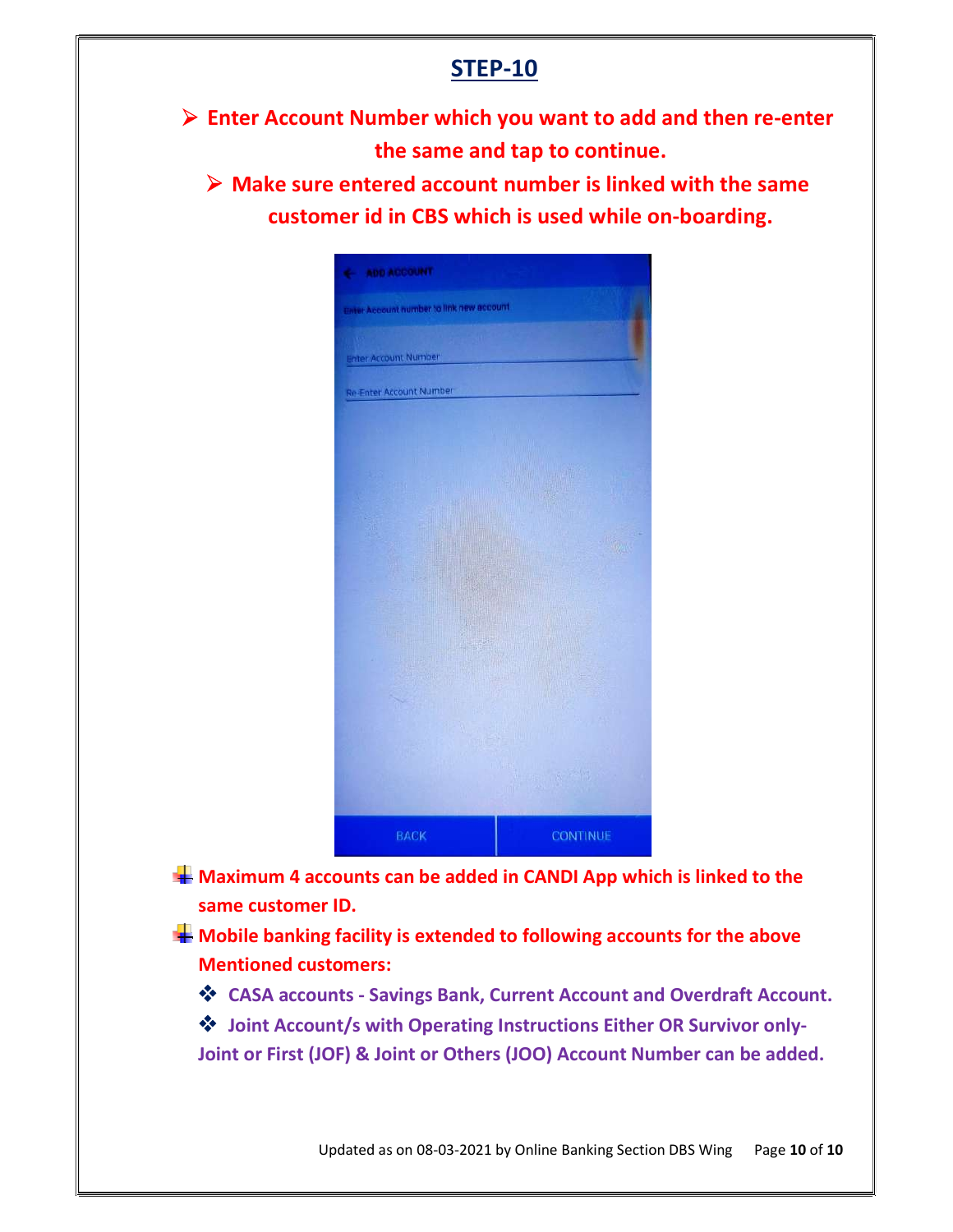## STEP-10

- **Enter Account Number which you want to add and then re-enter the same and tap to continue.**
- **Make sure entered account number is linked with the same customer id in CBS which is used while on-boarding.**

ADD ACCOUNT

Enter Account number to link new account

Enter Account Number

Re-Enter Account Number

BACK CONTINUE

- **Maximum 4 accounts can be added in CANDI App which is linked to the same customer ID.**
- **Mobile banking facility is extended to following accounts for the above Mentioned customers:**
  - **CASA accounts - Savings Bank, Current Account and Overdraft Account.**
  - **Joint Account/s with Operating Instructions Either OR Survivor only- Joint or First (JOF) & Joint or Others (JOO) Account Number can be added.**

Updated as on 08-03-2021 by Online Banking Section DBS Wing